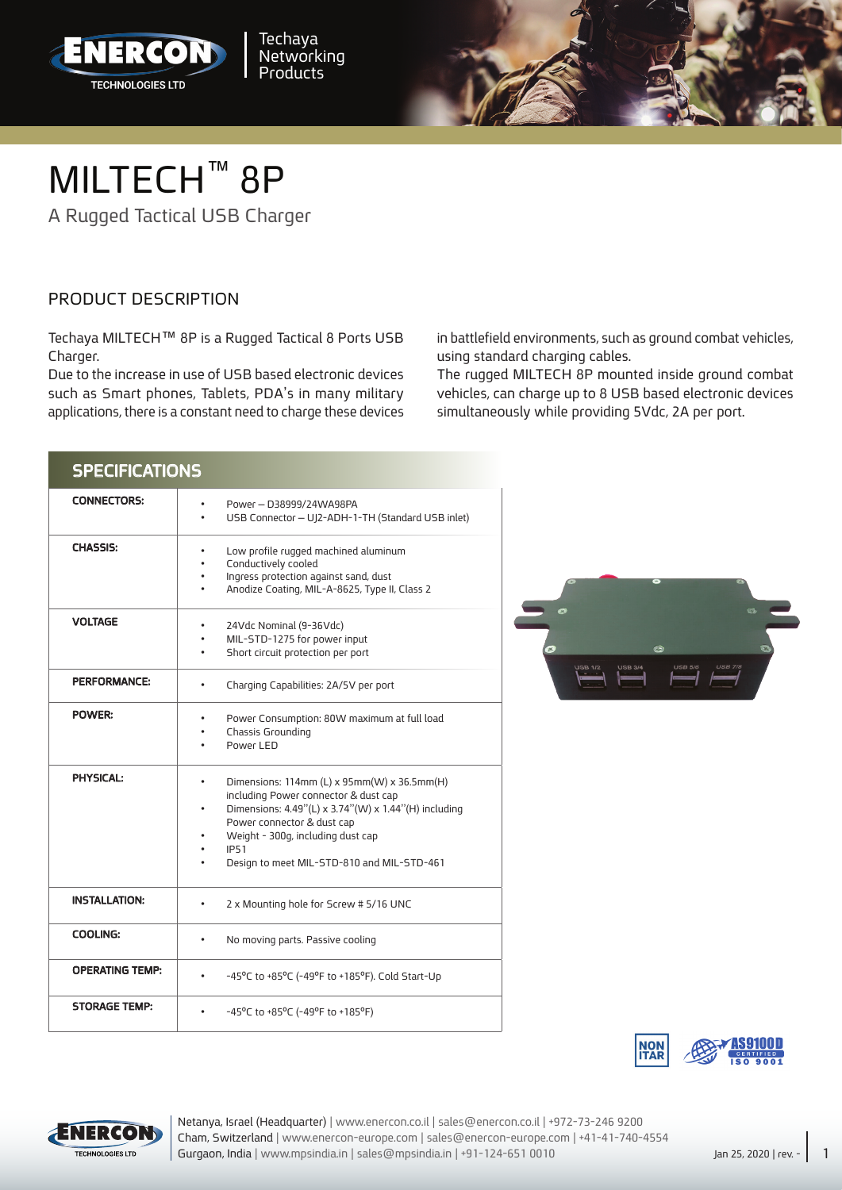# MILTECH™ 8P

A Rugged Tactical USB Charger

## PRODUCT DESCRIPTION

Techaya MILTECH™ 8P is a Rugged Tactical 8 Ports USB Charger.
Due to the increase in use of USB based electronic devices such as Smart phones, Tablets, PDA's in many military applications, there is a constant need to charge these devices in battlefield environments, such as ground combat vehicles, using standard charging cables.
The rugged MILTECH 8P mounted inside ground combat vehicles, can charge up to 8 USB based electronic devices simultaneously while providing 5Vdc, 2A per port.

## SPECIFICATIONS

| | |
|---|---|
| **CONNECTORS:** | • Power – D38999/24WA98PA<br>• USB Connector – UJ2-ADH-1-TH (Standard USB inlet) |
| **CHASSIS:** | • Low profile rugged machined aluminum<br>• Conductively cooled<br>• Ingress protection against sand, dust<br>• Anodize Coating, MIL-A-8625, Type II, Class 2 |
| **VOLTAGE** | • 24Vdc Nominal (9-36Vdc)<br>• MIL-STD-1275 for power input<br>• Short circuit protection per port |
| **PERFORMANCE:** | • Charging Capabilities: 2A/5V per port |
| **POWER:** | • Power Consumption: 80W maximum at full load<br>• Chassis Grounding<br>• Power LED |
| **PHYSICAL:** | • Dimensions: 114mm (L) x 95mm(W) x 36.5mm(H) including Power connector & dust cap<br>• Dimensions: 4.49''(L) x 3.74''(W) x 1.44''(H) including Power connector & dust cap<br>• Weight - 300g, including dust cap<br>• IP51<br>• Design to meet MIL-STD-810 and MIL-STD-461 |
| **INSTALLATION:** | • 2 x Mounting hole for Screw # 5/16 UNC |
| **COOLING:** | • No moving parts. Passive cooling |
| **OPERATING TEMP:** | • -45°C to +85°C (-49°F to +185°F). Cold Start-Up |
| **STORAGE TEMP:** | • -45°C to +85°C (-49°F to +185°F) |

NON ITAR | AS9100D CERTIFIED ISO 9001

Netanya, Israel (Headquarter) | www.enercon.co.il | sales@enercon.co.il | +972-73-246 9200
Cham, Switzerland | www.enercon-europe.com | sales@enercon-europe.com | +41-41-740-4554
Gurgaon, India | www.mpsindia.in | sales@mpsindia.in | +91-124-651 0010

Jan 25, 2020 | rev. -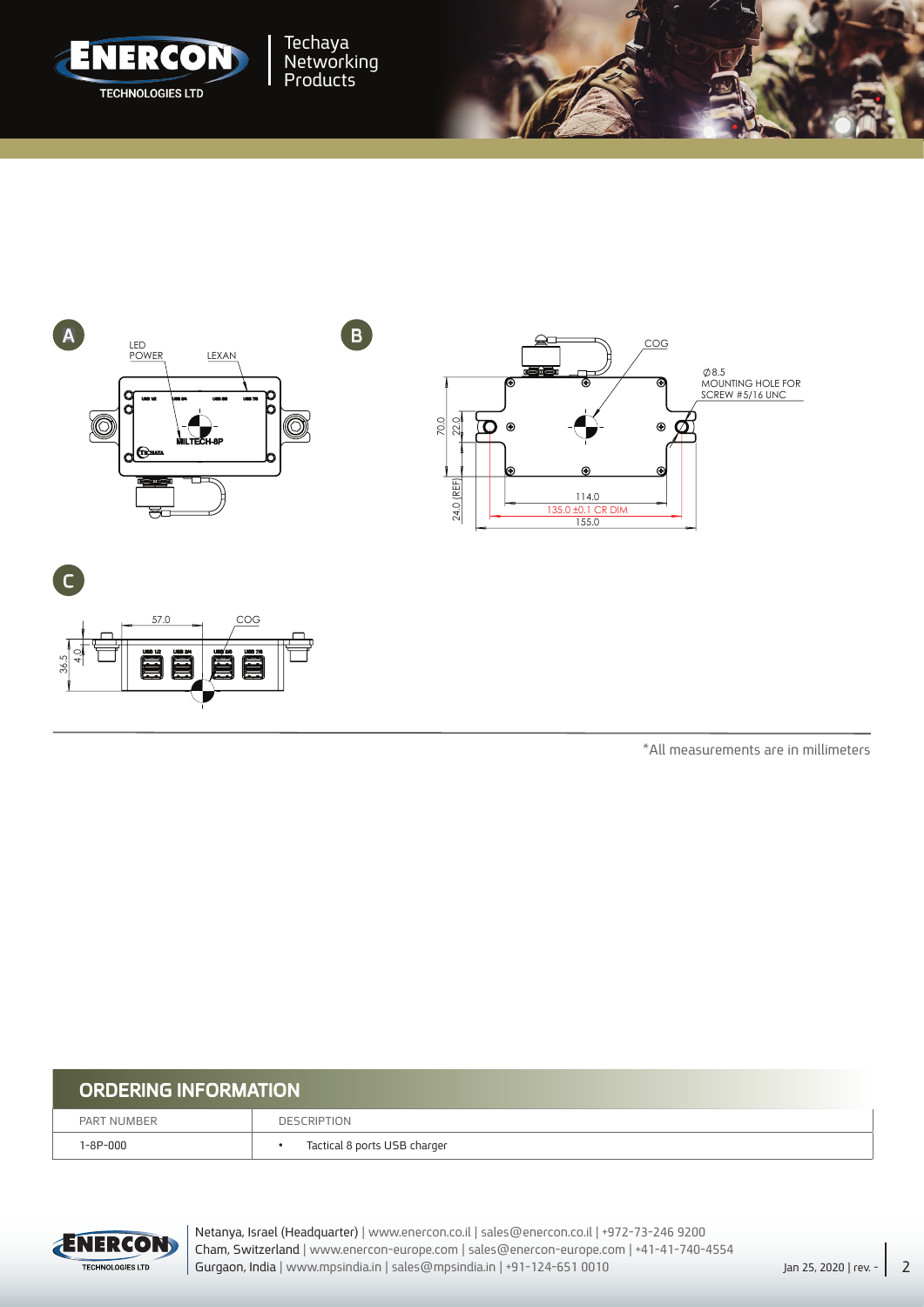A

LED POWER

LEXAN

MILTECH-8P

B

COG

∅8.5
MOUNTING HOLE FOR
SCREW #5/16 UNC

70.0

22.0

24.0 (REF)

114.0

135.0 ±0.1 CR DIM

155.0

C

57.0

COG

36.5

4.0

*All measurements are in millimeters

## ORDERING INFORMATION

| PART NUMBER | DESCRIPTION |
| --- | --- |
| 1-8P-000 | • Tactical 8 ports USB charger |

Netanya, Israel (Headquarter) | www.enercon.co.il | sales@enercon.co.il | +972-73-246 9200
Cham, Switzerland | www.enercon-europe.com | sales@enercon-europe.com | +41-41-740-4554
Gurgaon, India | www.mpsindia.in | sales@mpsindia.in | +91-124-651 0010

Jan 25, 2020 | rev. -